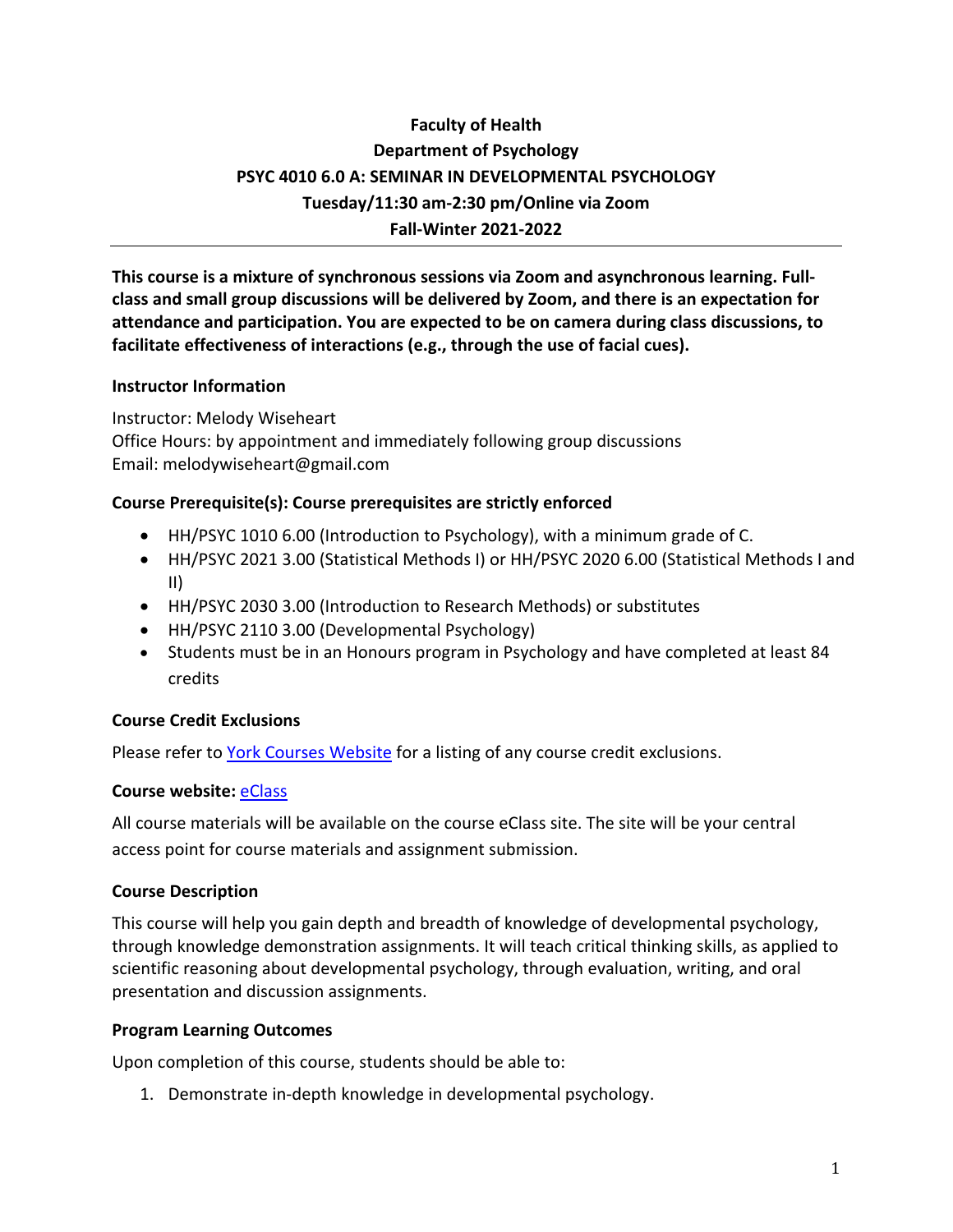**Faculty of Health**
**Department of Psychology**
**PSYC 4010 6.0 A: SEMINAR IN DEVELOPMENTAL PSYCHOLOGY**
**Tuesday/11:30 am-2:30 pm/Online via Zoom**
**Fall-Winter 2021-2022**

---

**This course is a mixture of synchronous sessions via Zoom and asynchronous learning. Full-class and small group discussions will be delivered by Zoom, and there is an expectation for attendance and participation. You are expected to be on camera during class discussions, to facilitate effectiveness of interactions (e.g., through the use of facial cues).**

### Instructor Information

Instructor: Melody Wiseheart
Office Hours: by appointment and immediately following group discussions
Email: melodywiseheart@gmail.com

### Course Prerequisite(s): Course prerequisites are strictly enforced

- HH/PSYC 1010 6.00 (Introduction to Psychology), with a minimum grade of C.
- HH/PSYC 2021 3.00 (Statistical Methods I) or HH/PSYC 2020 6.00 (Statistical Methods I and II)
- HH/PSYC 2030 3.00 (Introduction to Research Methods) or substitutes
- HH/PSYC 2110 3.00 (Developmental Psychology)
- Students must be in an Honours program in Psychology and have completed at least 84 credits

### Course Credit Exclusions

Please refer to York Courses Website for a listing of any course credit exclusions.

### Course website: eClass

All course materials will be available on the course eClass site. The site will be your central access point for course materials and assignment submission.

### Course Description

This course will help you gain depth and breadth of knowledge of developmental psychology, through knowledge demonstration assignments. It will teach critical thinking skills, as applied to scientific reasoning about developmental psychology, through evaluation, writing, and oral presentation and discussion assignments.

### Program Learning Outcomes

Upon completion of this course, students should be able to:

1. Demonstrate in-depth knowledge in developmental psychology.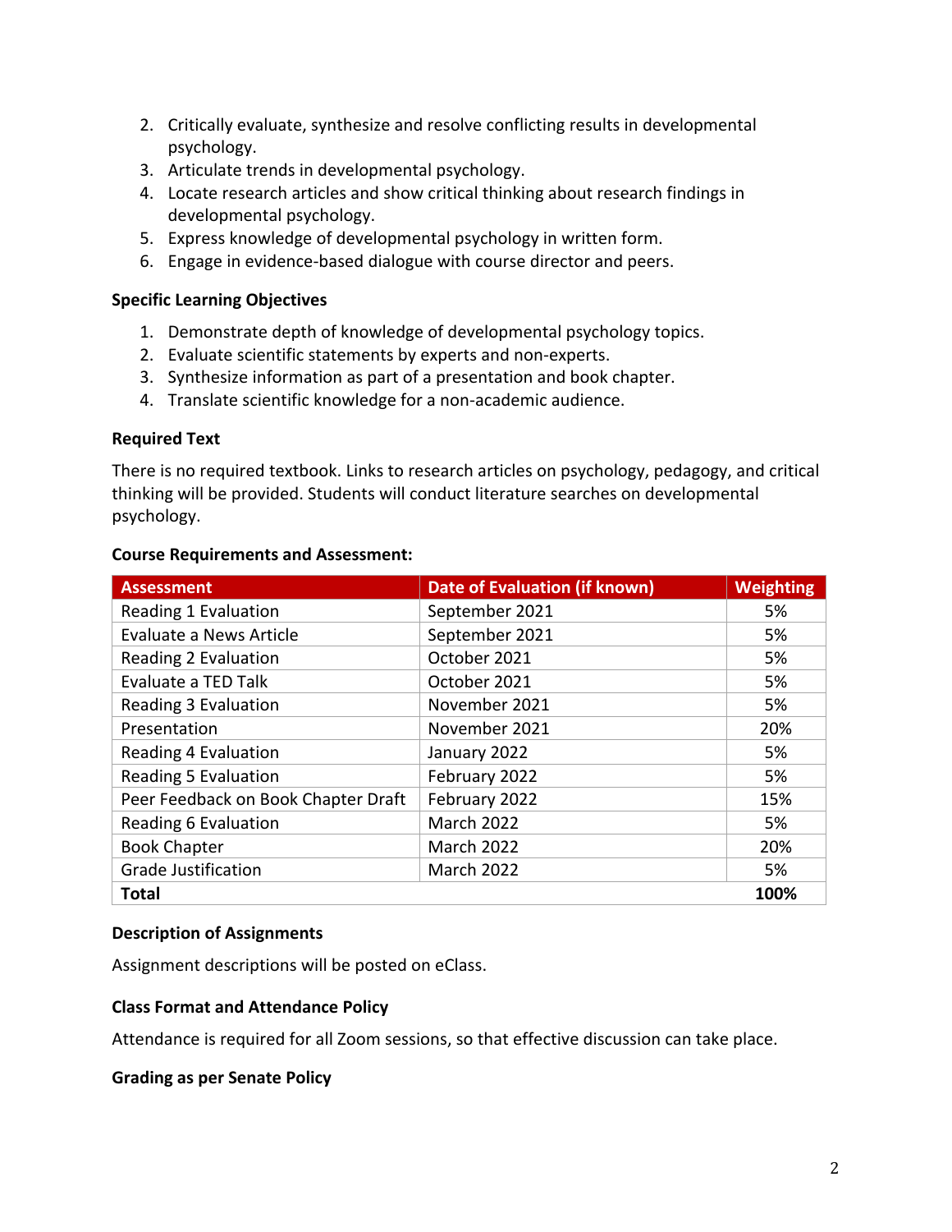2. Critically evaluate, synthesize and resolve conflicting results in developmental psychology.
3. Articulate trends in developmental psychology.
4. Locate research articles and show critical thinking about research findings in developmental psychology.
5. Express knowledge of developmental psychology in written form.
6. Engage in evidence-based dialogue with course director and peers.

**Specific Learning Objectives**

1. Demonstrate depth of knowledge of developmental psychology topics.
2. Evaluate scientific statements by experts and non-experts.
3. Synthesize information as part of a presentation and book chapter.
4. Translate scientific knowledge for a non-academic audience.

**Required Text**

There is no required textbook. Links to research articles on psychology, pedagogy, and critical thinking will be provided. Students will conduct literature searches on developmental psychology.

**Course Requirements and Assessment:**

| Assessment | Date of Evaluation (if known) | Weighting |
|---|---|---|
| Reading 1 Evaluation | September 2021 | 5% |
| Evaluate a News Article | September 2021 | 5% |
| Reading 2 Evaluation | October 2021 | 5% |
| Evaluate a TED Talk | October 2021 | 5% |
| Reading 3 Evaluation | November 2021 | 5% |
| Presentation | November 2021 | 20% |
| Reading 4 Evaluation | January 2022 | 5% |
| Reading 5 Evaluation | February 2022 | 5% |
| Peer Feedback on Book Chapter Draft | February 2022 | 15% |
| Reading 6 Evaluation | March 2022 | 5% |
| Book Chapter | March 2022 | 20% |
| Grade Justification | March 2022 | 5% |
| **Total** | | **100%** |

**Description of Assignments**

Assignment descriptions will be posted on eClass.

**Class Format and Attendance Policy**

Attendance is required for all Zoom sessions, so that effective discussion can take place.

**Grading as per Senate Policy**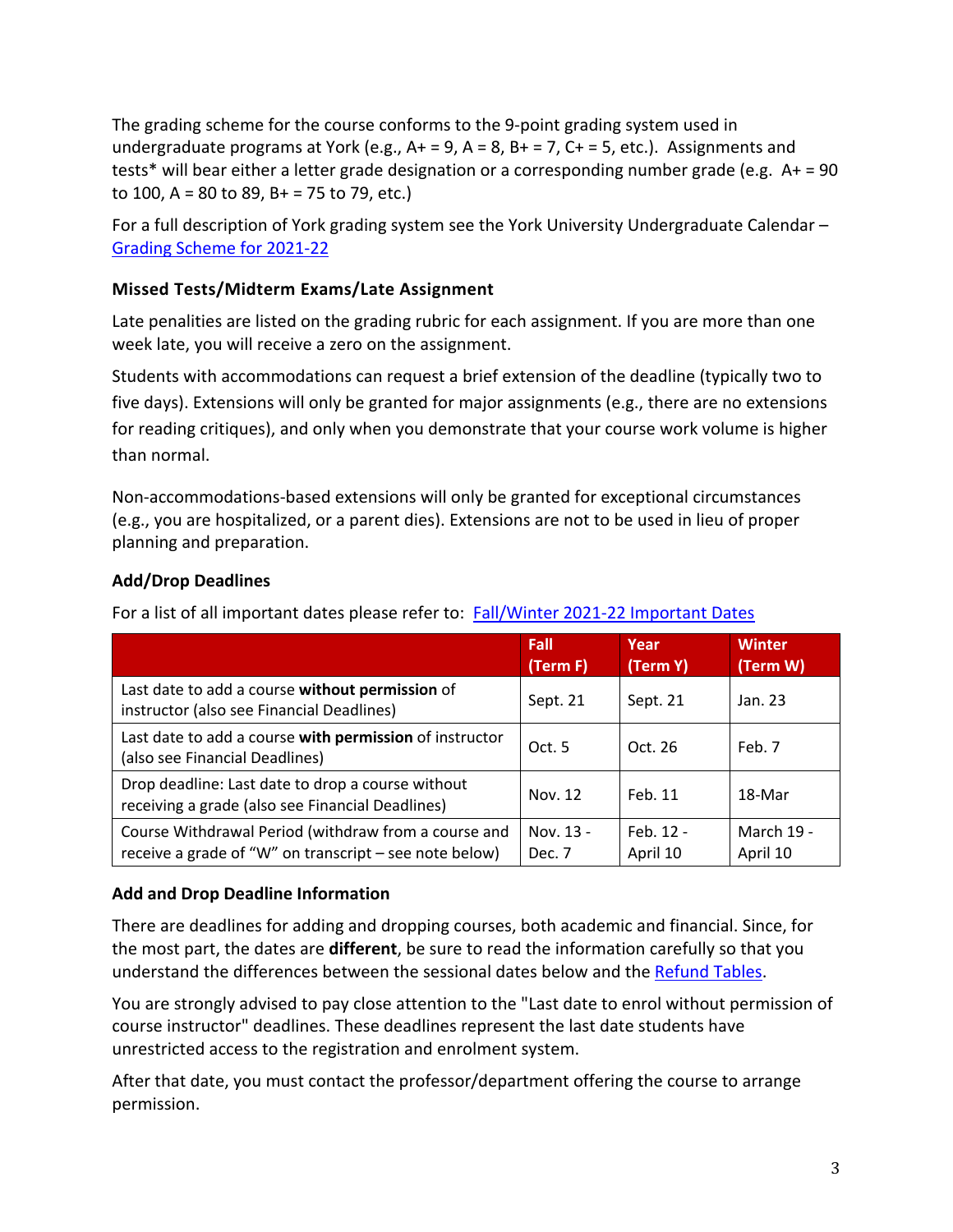The grading scheme for the course conforms to the 9-point grading system used in undergraduate programs at York (e.g., A+ = 9, A = 8, B+ = 7, C+ = 5, etc.). Assignments and tests* will bear either a letter grade designation or a corresponding number grade (e.g. A+ = 90 to 100, A = 80 to 89, B+ = 75 to 79, etc.)

For a full description of York grading system see the York University Undergraduate Calendar – [Grading Scheme for 2021-22](#)

### Missed Tests/Midterm Exams/Late Assignment

Late penalities are listed on the grading rubric for each assignment. If you are more than one week late, you will receive a zero on the assignment.

Students with accommodations can request a brief extension of the deadline (typically two to five days). Extensions will only be granted for major assignments (e.g., there are no extensions for reading critiques), and only when you demonstrate that your course work volume is higher than normal.

Non-accommodations-based extensions will only be granted for exceptional circumstances (e.g., you are hospitalized, or a parent dies). Extensions are not to be used in lieu of proper planning and preparation.

### Add/Drop Deadlines

For a list of all important dates please refer to: [Fall/Winter 2021-22 Important Dates](#)

| | Fall (Term F) | Year (Term Y) | Winter (Term W) |
|---|---|---|---|
| Last date to add a course **without permission** of instructor (also see Financial Deadlines) | Sept. 21 | Sept. 21 | Jan. 23 |
| Last date to add a course **with permission** of instructor (also see Financial Deadlines) | Oct. 5 | Oct. 26 | Feb. 7 |
| Drop deadline: Last date to drop a course without receiving a grade (also see Financial Deadlines) | Nov. 12 | Feb. 11 | 18-Mar |
| Course Withdrawal Period (withdraw from a course and receive a grade of "W" on transcript – see note below) | Nov. 13 - Dec. 7 | Feb. 12 - April 10 | March 19 - April 10 |

### Add and Drop Deadline Information

There are deadlines for adding and dropping courses, both academic and financial. Since, for the most part, the dates are **different**, be sure to read the information carefully so that you understand the differences between the sessional dates below and the [Refund Tables](#).

You are strongly advised to pay close attention to the "Last date to enrol without permission of course instructor" deadlines. These deadlines represent the last date students have unrestricted access to the registration and enrolment system.

After that date, you must contact the professor/department offering the course to arrange permission.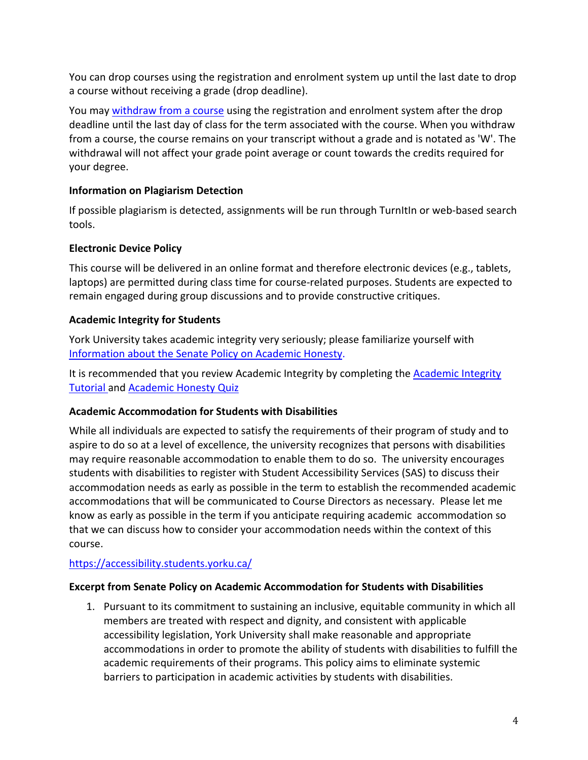You can drop courses using the registration and enrolment system up until the last date to drop a course without receiving a grade (drop deadline).

You may [withdraw from a course](withdraw from a course) using the registration and enrolment system after the drop deadline until the last day of class for the term associated with the course. When you withdraw from a course, the course remains on your transcript without a grade and is notated as 'W'. The withdrawal will not affect your grade point average or count towards the credits required for your degree.

**Information on Plagiarism Detection**

If possible plagiarism is detected, assignments will be run through TurnItIn or web-based search tools.

**Electronic Device Policy**

This course will be delivered in an online format and therefore electronic devices (e.g., tablets, laptops) are permitted during class time for course-related purposes. Students are expected to remain engaged during group discussions and to provide constructive critiques.

**Academic Integrity for Students**

York University takes academic integrity very seriously; please familiarize yourself with Information about the Senate Policy on Academic Honesty.

It is recommended that you review Academic Integrity by completing the Academic Integrity Tutorial and Academic Honesty Quiz

**Academic Accommodation for Students with Disabilities**

While all individuals are expected to satisfy the requirements of their program of study and to aspire to do so at a level of excellence, the university recognizes that persons with disabilities may require reasonable accommodation to enable them to do so. The university encourages students with disabilities to register with Student Accessibility Services (SAS) to discuss their accommodation needs as early as possible in the term to establish the recommended academic accommodations that will be communicated to Course Directors as necessary. Please let me know as early as possible in the term if you anticipate requiring academic accommodation so that we can discuss how to consider your accommodation needs within the context of this course.

https://accessibility.students.yorku.ca/

**Excerpt from Senate Policy on Academic Accommodation for Students with Disabilities**

1. Pursuant to its commitment to sustaining an inclusive, equitable community in which all members are treated with respect and dignity, and consistent with applicable accessibility legislation, York University shall make reasonable and appropriate accommodations in order to promote the ability of students with disabilities to fulfill the academic requirements of their programs. This policy aims to eliminate systemic barriers to participation in academic activities by students with disabilities.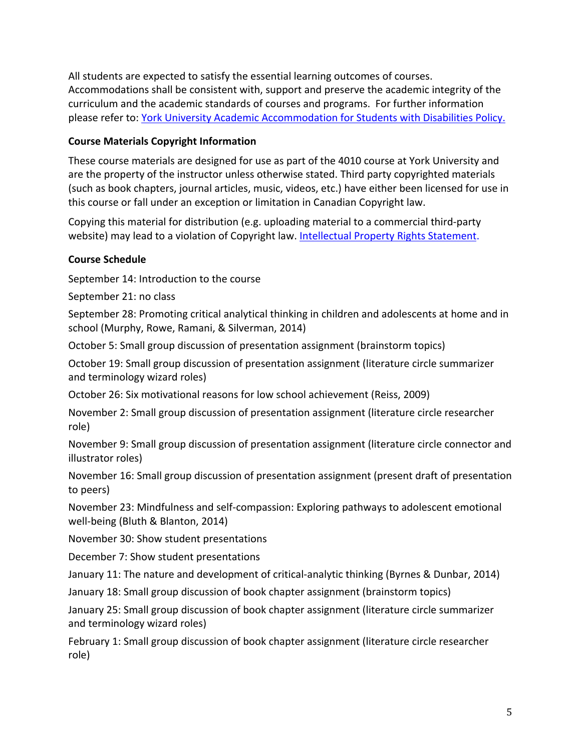All students are expected to satisfy the essential learning outcomes of courses. Accommodations shall be consistent with, support and preserve the academic integrity of the curriculum and the academic standards of courses and programs. For further information please refer to: [York University Academic Accommodation for Students with Disabilities Policy.]()

**Course Materials Copyright Information**

These course materials are designed for use as part of the 4010 course at York University and are the property of the instructor unless otherwise stated. Third party copyrighted materials (such as book chapters, journal articles, music, videos, etc.) have either been licensed for use in this course or fall under an exception or limitation in Canadian Copyright law.

Copying this material for distribution (e.g. uploading material to a commercial third-party website) may lead to a violation of Copyright law. [Intellectual Property Rights Statement]().

**Course Schedule**

September 14: Introduction to the course

September 21: no class

September 28: Promoting critical analytical thinking in children and adolescents at home and in school (Murphy, Rowe, Ramani, & Silverman, 2014)

October 5: Small group discussion of presentation assignment (brainstorm topics)

October 19: Small group discussion of presentation assignment (literature circle summarizer and terminology wizard roles)

October 26: Six motivational reasons for low school achievement (Reiss, 2009)

November 2: Small group discussion of presentation assignment (literature circle researcher role)

November 9: Small group discussion of presentation assignment (literature circle connector and illustrator roles)

November 16: Small group discussion of presentation assignment (present draft of presentation to peers)

November 23: Mindfulness and self-compassion: Exploring pathways to adolescent emotional well-being (Bluth & Blanton, 2014)

November 30: Show student presentations

December 7: Show student presentations

January 11: The nature and development of critical-analytic thinking (Byrnes & Dunbar, 2014)

January 18: Small group discussion of book chapter assignment (brainstorm topics)

January 25: Small group discussion of book chapter assignment (literature circle summarizer and terminology wizard roles)

February 1: Small group discussion of book chapter assignment (literature circle researcher role)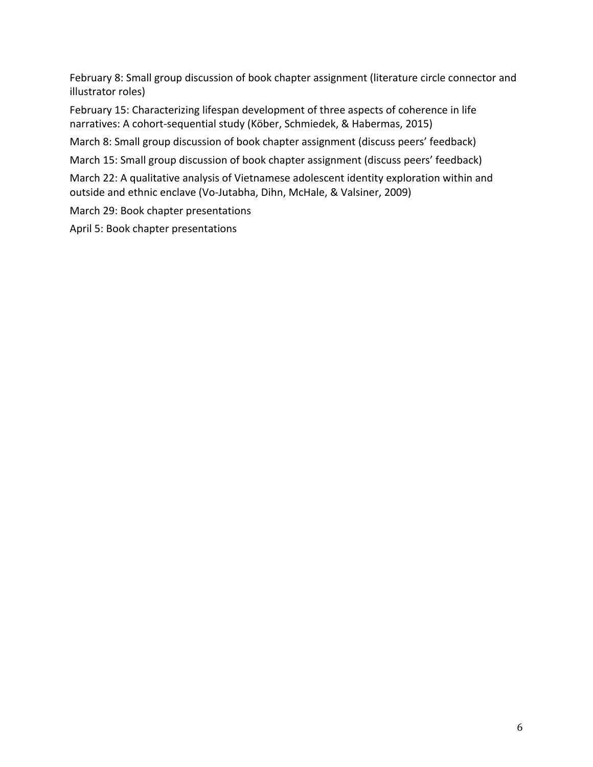February 8: Small group discussion of book chapter assignment (literature circle connector and illustrator roles)

February 15: Characterizing lifespan development of three aspects of coherence in life narratives: A cohort-sequential study (Köber, Schmiedek, & Habermas, 2015)

March 8: Small group discussion of book chapter assignment (discuss peers' feedback)

March 15: Small group discussion of book chapter assignment (discuss peers' feedback)

March 22: A qualitative analysis of Vietnamese adolescent identity exploration within and outside and ethnic enclave (Vo-Jutabha, Dihn, McHale, & Valsiner, 2009)

March 29: Book chapter presentations

April 5: Book chapter presentations